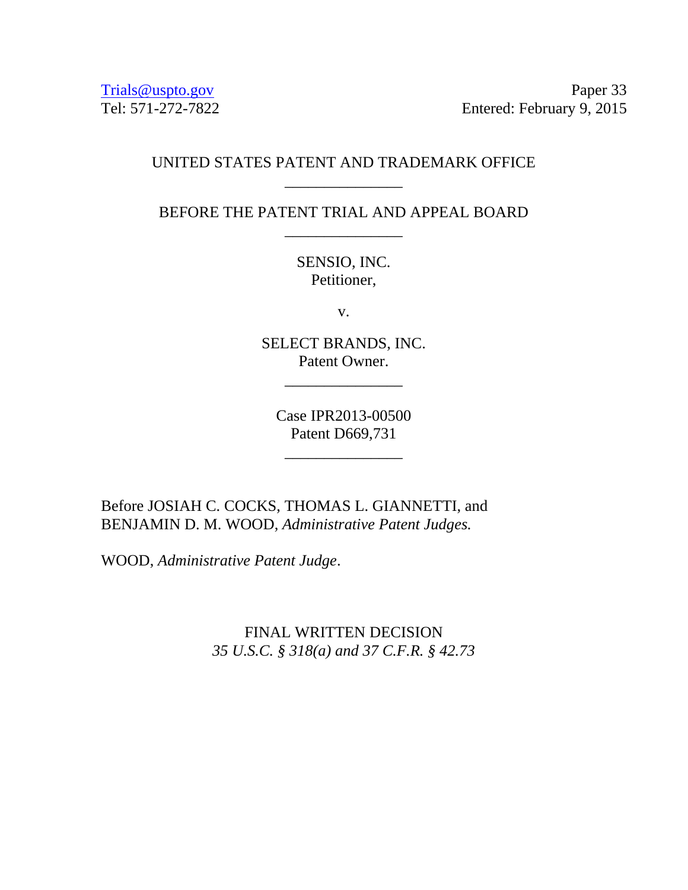Trials@uspto.gov
Tel: 571-272-7822

Paper 33
Entered: February 9, 2015

UNITED STATES PATENT AND TRADEMARK OFFICE

---

BEFORE THE PATENT TRIAL AND APPEAL BOARD

---

SENSIO, INC.
Petitioner,

v.

SELECT BRANDS, INC.
Patent Owner.

---

Case IPR2013-00500
Patent D669,731

---

Before JOSIAH C. COCKS, THOMAS L. GIANNETTI, and BENJAMIN D. M. WOOD, *Administrative Patent Judges.*

WOOD, *Administrative Patent Judge*.

FINAL WRITTEN DECISION
*35 U.S.C. § 318(a) and 37 C.F.R. § 42.73*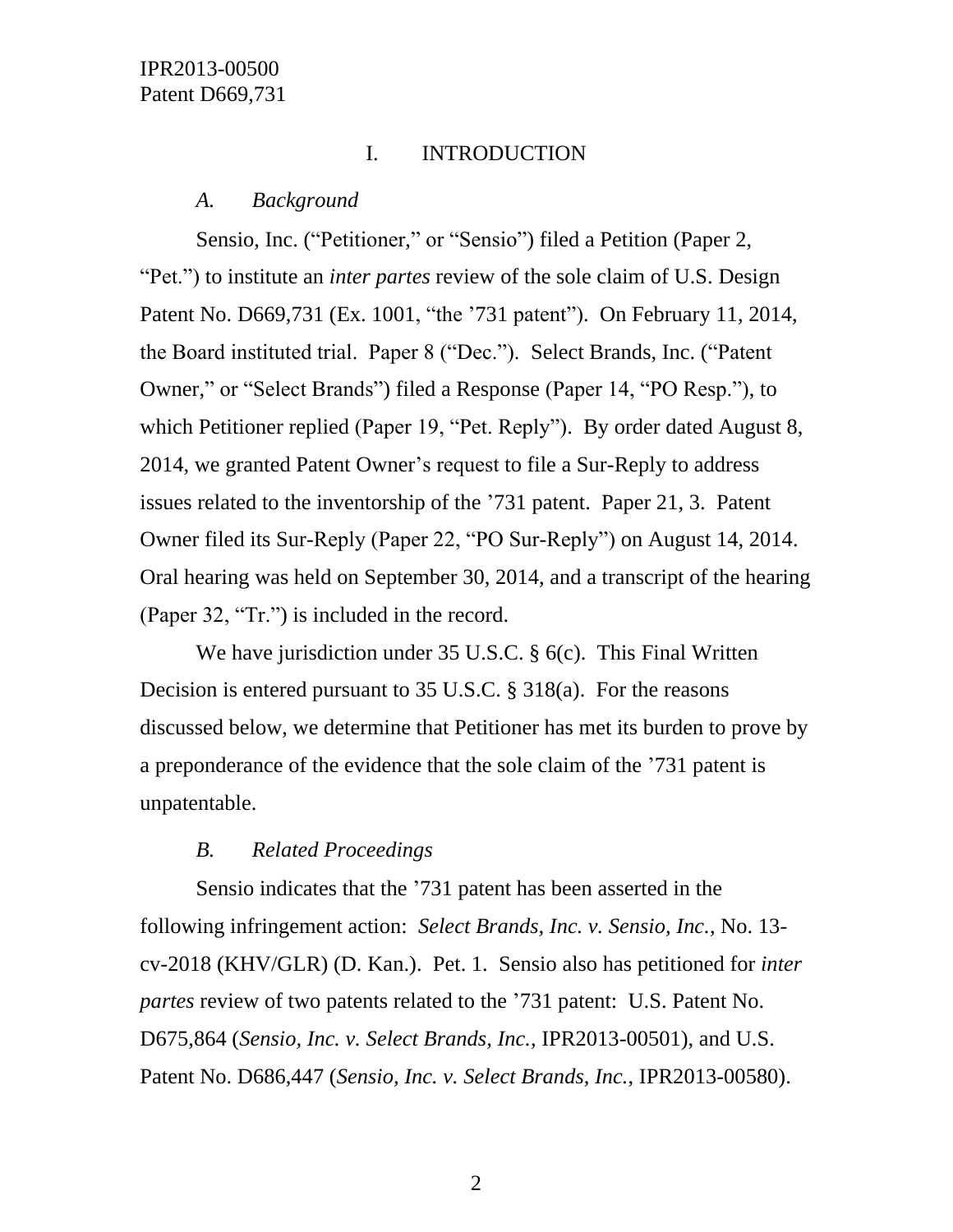## I. INTRODUCTION

### *A. Background*

Sensio, Inc. ("Petitioner," or "Sensio") filed a Petition (Paper 2, "Pet.") to institute an *inter partes* review of the sole claim of U.S. Design Patent No. D669,731 (Ex. 1001, "the '731 patent"). On February 11, 2014, the Board instituted trial. Paper 8 ("Dec."). Select Brands, Inc. ("Patent Owner," or "Select Brands") filed a Response (Paper 14, "PO Resp."), to which Petitioner replied (Paper 19, "Pet. Reply"). By order dated August 8, 2014, we granted Patent Owner's request to file a Sur-Reply to address issues related to the inventorship of the '731 patent. Paper 21, 3. Patent Owner filed its Sur-Reply (Paper 22, "PO Sur-Reply") on August 14, 2014. Oral hearing was held on September 30, 2014, and a transcript of the hearing (Paper 32, "Tr.") is included in the record.

We have jurisdiction under 35 U.S.C. § 6(c). This Final Written Decision is entered pursuant to 35 U.S.C. § 318(a). For the reasons discussed below, we determine that Petitioner has met its burden to prove by a preponderance of the evidence that the sole claim of the '731 patent is unpatentable.

### *B. Related Proceedings*

Sensio indicates that the '731 patent has been asserted in the following infringement action: *Select Brands, Inc. v. Sensio, Inc.*, No. 13-cv-2018 (KHV/GLR) (D. Kan.). Pet. 1. Sensio also has petitioned for *inter partes* review of two patents related to the '731 patent: U.S. Patent No. D675,864 (*Sensio, Inc. v. Select Brands, Inc.*, IPR2013-00501), and U.S. Patent No. D686,447 (*Sensio, Inc. v. Select Brands, Inc.*, IPR2013-00580).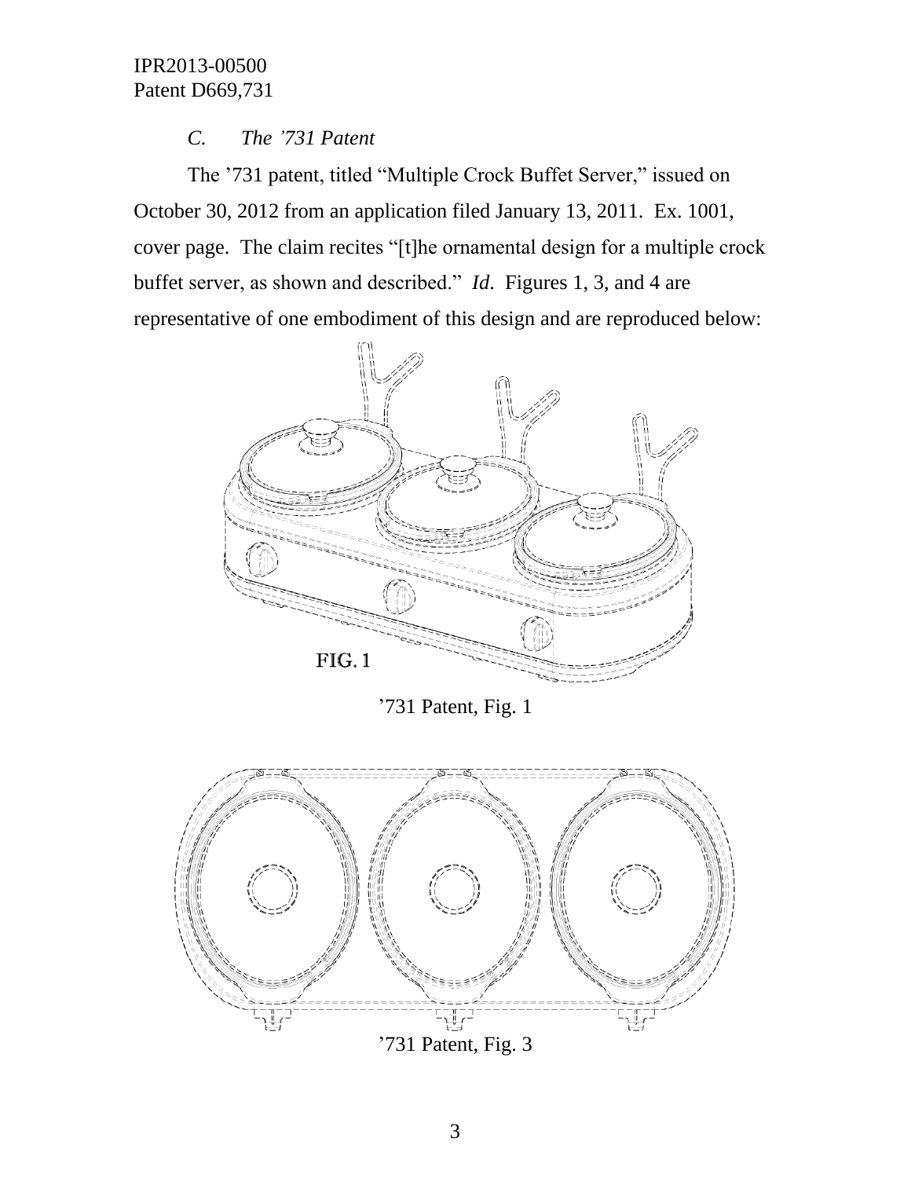### *C. The ’731 Patent*

The ’731 patent, titled “Multiple Crock Buffet Server,” issued on October 30, 2012 from an application filed January 13, 2011. Ex. 1001, cover page. The claim recites “[t]he ornamental design for a multiple crock buffet server, as shown and described.” *Id*. Figures 1, 3, and 4 are representative of one embodiment of this design and are reproduced below:

FIG. 1

’731 Patent, Fig. 1

’731 Patent, Fig. 3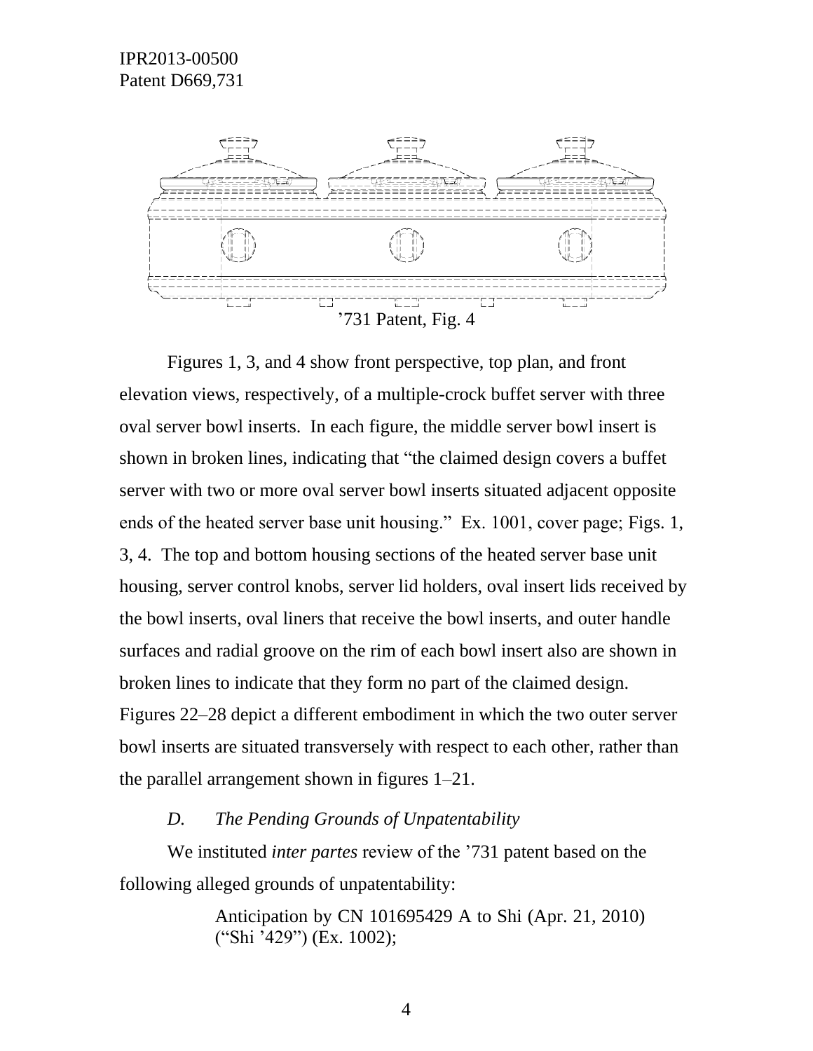’731 Patent, Fig. 4

Figures 1, 3, and 4 show front perspective, top plan, and front elevation views, respectively, of a multiple-crock buffet server with three oval server bowl inserts. In each figure, the middle server bowl insert is shown in broken lines, indicating that “the claimed design covers a buffet server with two or more oval server bowl inserts situated adjacent opposite ends of the heated server base unit housing.” Ex. 1001, cover page; Figs. 1, 3, 4. The top and bottom housing sections of the heated server base unit housing, server control knobs, server lid holders, oval insert lids received by the bowl inserts, oval liners that receive the bowl inserts, and outer handle surfaces and radial groove on the rim of each bowl insert also are shown in broken lines to indicate that they form no part of the claimed design. Figures 22–28 depict a different embodiment in which the two outer server bowl inserts are situated transversely with respect to each other, rather than the parallel arrangement shown in figures 1–21.

### *D. The Pending Grounds of Unpatentability*

We instituted *inter partes* review of the ’731 patent based on the following alleged grounds of unpatentability:

> Anticipation by CN 101695429 A to Shi (Apr. 21, 2010) (“Shi ’429”) (Ex. 1002);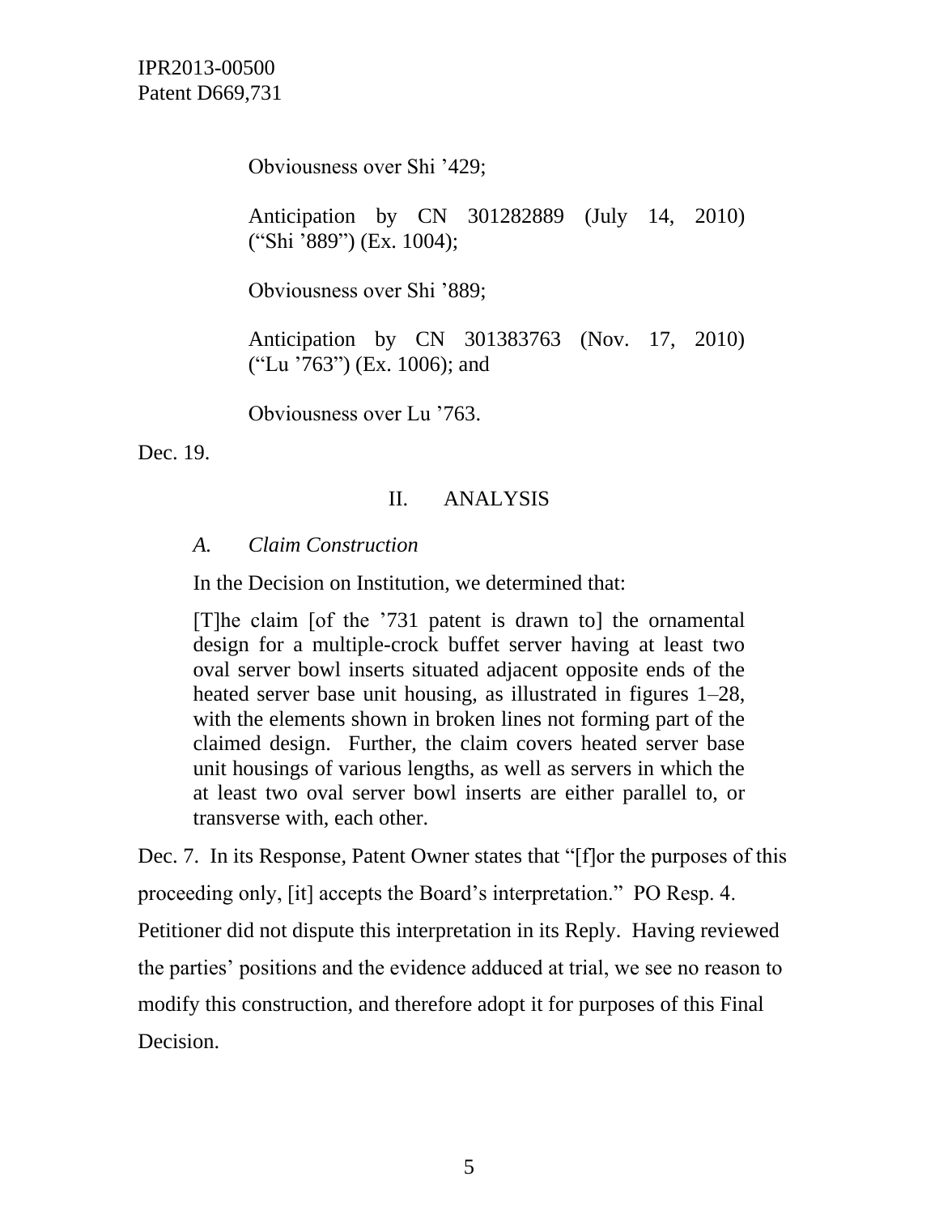Obviousness over Shi ’429;

Anticipation by CN 301282889 (July 14, 2010) (“Shi ’889”) (Ex. 1004);

Obviousness over Shi ’889;

Anticipation by CN 301383763 (Nov. 17, 2010) (“Lu ’763”) (Ex. 1006); and

Obviousness over Lu ’763.

Dec. 19.

## II. ANALYSIS

### *A. Claim Construction*

In the Decision on Institution, we determined that:

> [T]he claim [of the ’731 patent is drawn to] the ornamental design for a multiple-crock buffet server having at least two oval server bowl inserts situated adjacent opposite ends of the heated server base unit housing, as illustrated in figures 1–28, with the elements shown in broken lines not forming part of the claimed design. Further, the claim covers heated server base unit housings of various lengths, as well as servers in which the at least two oval server bowl inserts are either parallel to, or transverse with, each other.

Dec. 7. In its Response, Patent Owner states that “[f]or the purposes of this proceeding only, [it] accepts the Board’s interpretation.” PO Resp. 4. Petitioner did not dispute this interpretation in its Reply. Having reviewed the parties’ positions and the evidence adduced at trial, we see no reason to modify this construction, and therefore adopt it for purposes of this Final Decision.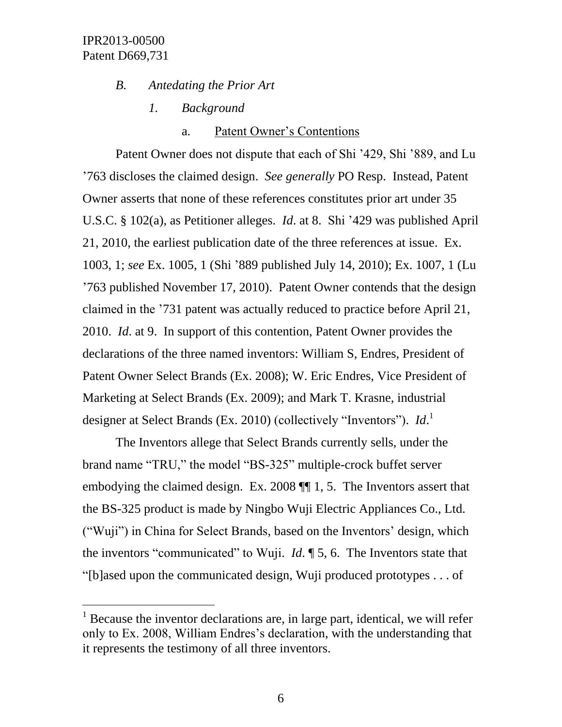### *B. Antedating the Prior Art*

#### *1. Background*

##### a. Patent Owner's Contentions

Patent Owner does not dispute that each of Shi '429, Shi '889, and Lu '763 discloses the claimed design. *See generally* PO Resp. Instead, Patent Owner asserts that none of these references constitutes prior art under 35 U.S.C. § 102(a), as Petitioner alleges. *Id*. at 8. Shi '429 was published April 21, 2010, the earliest publication date of the three references at issue. Ex. 1003, 1; *see* Ex. 1005, 1 (Shi '889 published July 14, 2010); Ex. 1007, 1 (Lu '763 published November 17, 2010). Patent Owner contends that the design claimed in the '731 patent was actually reduced to practice before April 21, 2010. *Id*. at 9. In support of this contention, Patent Owner provides the declarations of the three named inventors: William S, Endres, President of Patent Owner Select Brands (Ex. 2008); W. Eric Endres, Vice President of Marketing at Select Brands (Ex. 2009); and Mark T. Krasne, industrial designer at Select Brands (Ex. 2010) (collectively "Inventors"). *Id*.[1]

The Inventors allege that Select Brands currently sells, under the brand name "TRU," the model "BS-325" multiple-crock buffet server embodying the claimed design. Ex. 2008 ¶¶ 1, 5. The Inventors assert that the BS-325 product is made by Ningbo Wuji Electric Appliances Co., Ltd. ("Wuji") in China for Select Brands, based on the Inventors' design, which the inventors "communicated" to Wuji. *Id*. ¶ 5, 6. The Inventors state that "[b]ased upon the communicated design, Wuji produced prototypes . . . of

---

[1] Because the inventor declarations are, in large part, identical, we will refer only to Ex. 2008, William Endres's declaration, with the understanding that it represents the testimony of all three inventors.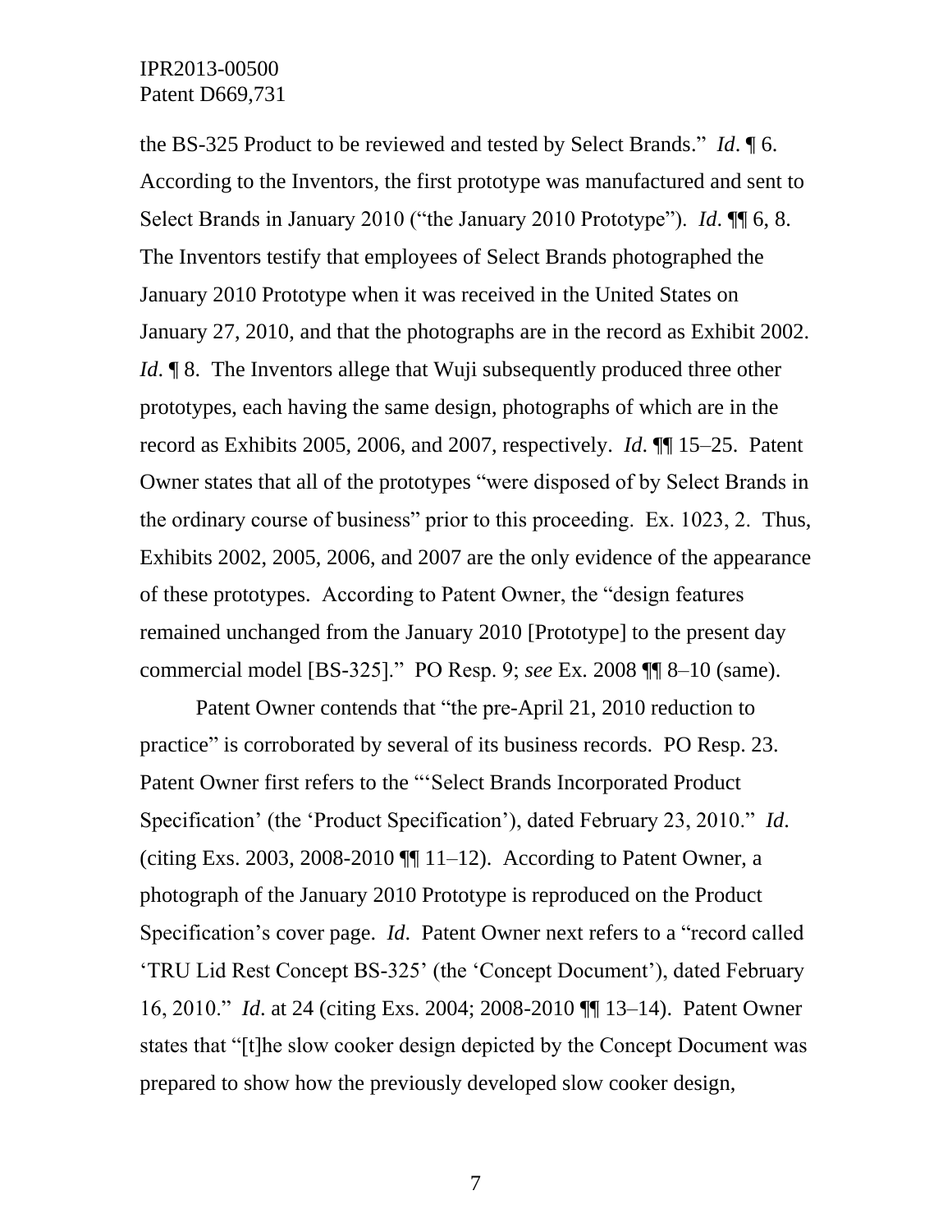the BS-325 Product to be reviewed and tested by Select Brands." *Id*. ¶ 6. According to the Inventors, the first prototype was manufactured and sent to Select Brands in January 2010 ("the January 2010 Prototype"). *Id*. ¶¶ 6, 8. The Inventors testify that employees of Select Brands photographed the January 2010 Prototype when it was received in the United States on January 27, 2010, and that the photographs are in the record as Exhibit 2002. *Id*. ¶ 8. The Inventors allege that Wuji subsequently produced three other prototypes, each having the same design, photographs of which are in the record as Exhibits 2005, 2006, and 2007, respectively. *Id*. ¶¶ 15–25. Patent Owner states that all of the prototypes "were disposed of by Select Brands in the ordinary course of business" prior to this proceeding. Ex. 1023, 2. Thus, Exhibits 2002, 2005, 2006, and 2007 are the only evidence of the appearance of these prototypes. According to Patent Owner, the "design features remained unchanged from the January 2010 [Prototype] to the present day commercial model [BS-325]." PO Resp. 9; *see* Ex. 2008 ¶¶ 8–10 (same).

Patent Owner contends that "the pre-April 21, 2010 reduction to practice" is corroborated by several of its business records. PO Resp. 23. Patent Owner first refers to the "'Select Brands Incorporated Product Specification' (the 'Product Specification'), dated February 23, 2010." *Id*. (citing Exs. 2003, 2008-2010 ¶¶ 11–12). According to Patent Owner, a photograph of the January 2010 Prototype is reproduced on the Product Specification's cover page. *Id*. Patent Owner next refers to a "record called 'TRU Lid Rest Concept BS-325' (the 'Concept Document'), dated February 16, 2010." *Id*. at 24 (citing Exs. 2004; 2008-2010 ¶¶ 13–14). Patent Owner states that "[t]he slow cooker design depicted by the Concept Document was prepared to show how the previously developed slow cooker design,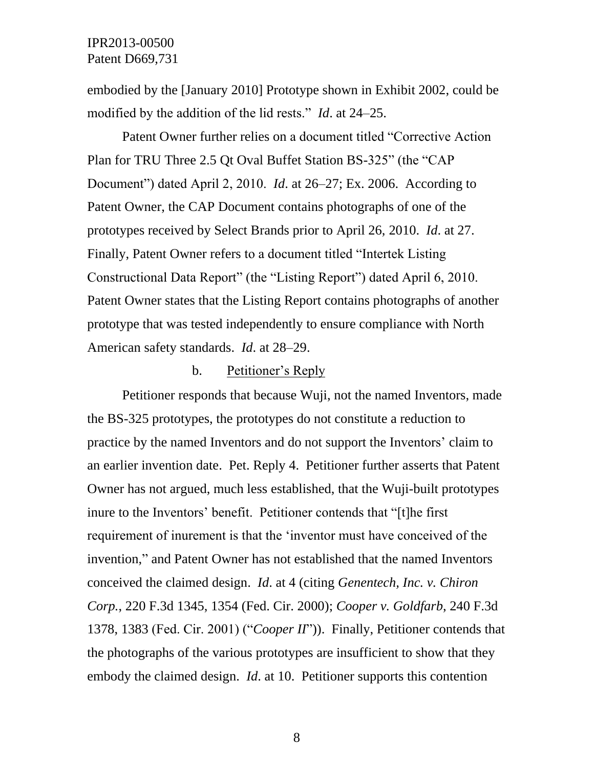embodied by the [January 2010] Prototype shown in Exhibit 2002, could be modified by the addition of the lid rests." *Id*. at 24–25.

Patent Owner further relies on a document titled "Corrective Action Plan for TRU Three 2.5 Qt Oval Buffet Station BS-325" (the "CAP Document") dated April 2, 2010. *Id*. at 26–27; Ex. 2006. According to Patent Owner, the CAP Document contains photographs of one of the prototypes received by Select Brands prior to April 26, 2010. *Id*. at 27. Finally, Patent Owner refers to a document titled "Intertek Listing Constructional Data Report" (the "Listing Report") dated April 6, 2010. Patent Owner states that the Listing Report contains photographs of another prototype that was tested independently to ensure compliance with North American safety standards. *Id*. at 28–29.

b. Petitioner's Reply

Petitioner responds that because Wuji, not the named Inventors, made the BS-325 prototypes, the prototypes do not constitute a reduction to practice by the named Inventors and do not support the Inventors' claim to an earlier invention date. Pet. Reply 4. Petitioner further asserts that Patent Owner has not argued, much less established, that the Wuji-built prototypes inure to the Inventors' benefit. Petitioner contends that "[t]he first requirement of inurement is that the 'inventor must have conceived of the invention," and Patent Owner has not established that the named Inventors conceived the claimed design. *Id*. at 4 (citing *Genentech, Inc. v. Chiron Corp.*, 220 F.3d 1345, 1354 (Fed. Cir. 2000); *Cooper v. Goldfarb*, 240 F.3d 1378, 1383 (Fed. Cir. 2001) ("*Cooper II*")). Finally, Petitioner contends that the photographs of the various prototypes are insufficient to show that they embody the claimed design. *Id*. at 10. Petitioner supports this contention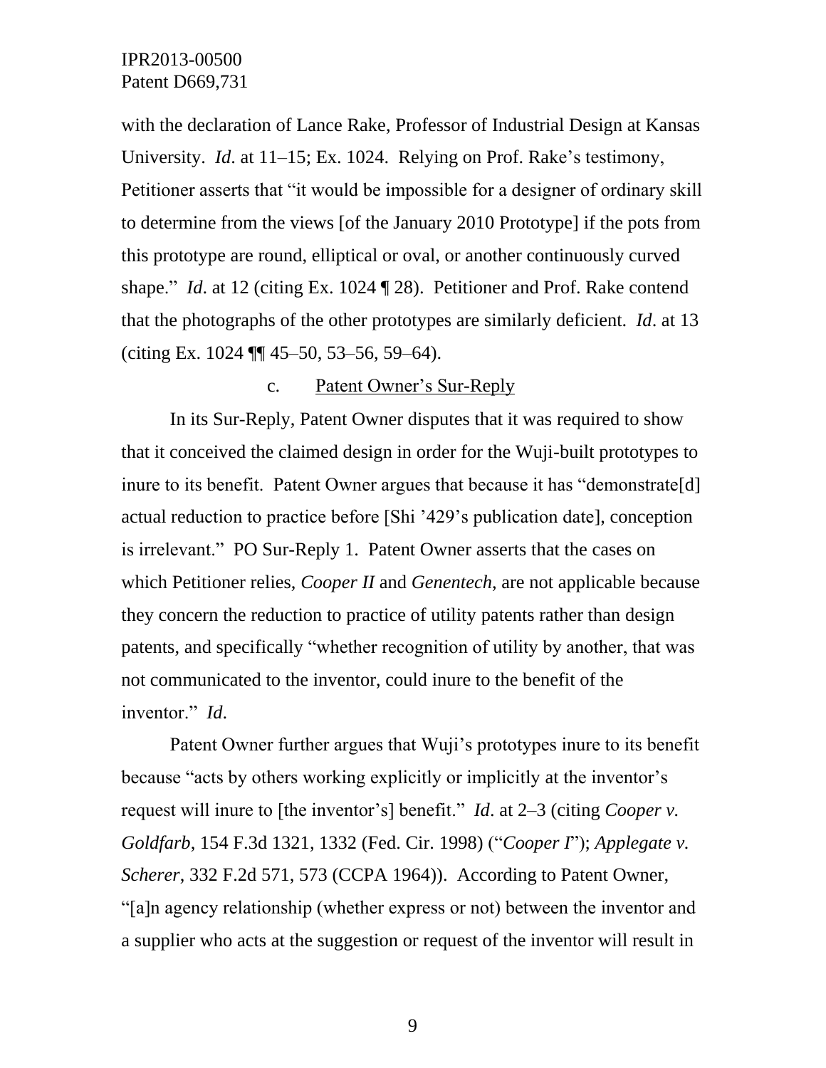with the declaration of Lance Rake, Professor of Industrial Design at Kansas University. *Id*. at 11–15; Ex. 1024. Relying on Prof. Rake's testimony, Petitioner asserts that "it would be impossible for a designer of ordinary skill to determine from the views [of the January 2010 Prototype] if the pots from this prototype are round, elliptical or oval, or another continuously curved shape." *Id*. at 12 (citing Ex. 1024 ¶ 28). Petitioner and Prof. Rake contend that the photographs of the other prototypes are similarly deficient. *Id*. at 13 (citing Ex. 1024 ¶¶ 45–50, 53–56, 59–64).

c. Patent Owner's Sur-Reply

In its Sur-Reply, Patent Owner disputes that it was required to show that it conceived the claimed design in order for the Wuji-built prototypes to inure to its benefit. Patent Owner argues that because it has "demonstrate[d] actual reduction to practice before [Shi '429's publication date], conception is irrelevant." PO Sur-Reply 1. Patent Owner asserts that the cases on which Petitioner relies, *Cooper II* and *Genentech,* are not applicable because they concern the reduction to practice of utility patents rather than design patents, and specifically "whether recognition of utility by another, that was not communicated to the inventor, could inure to the benefit of the inventor." *Id*.

Patent Owner further argues that Wuji's prototypes inure to its benefit because "acts by others working explicitly or implicitly at the inventor's request will inure to [the inventor's] benefit." *Id*. at 2–3 (citing *Cooper v. Goldfarb*, 154 F.3d 1321, 1332 (Fed. Cir. 1998) ("*Cooper I*"); *Applegate v. Scherer*, 332 F.2d 571, 573 (CCPA 1964)). According to Patent Owner, "[a]n agency relationship (whether express or not) between the inventor and a supplier who acts at the suggestion or request of the inventor will result in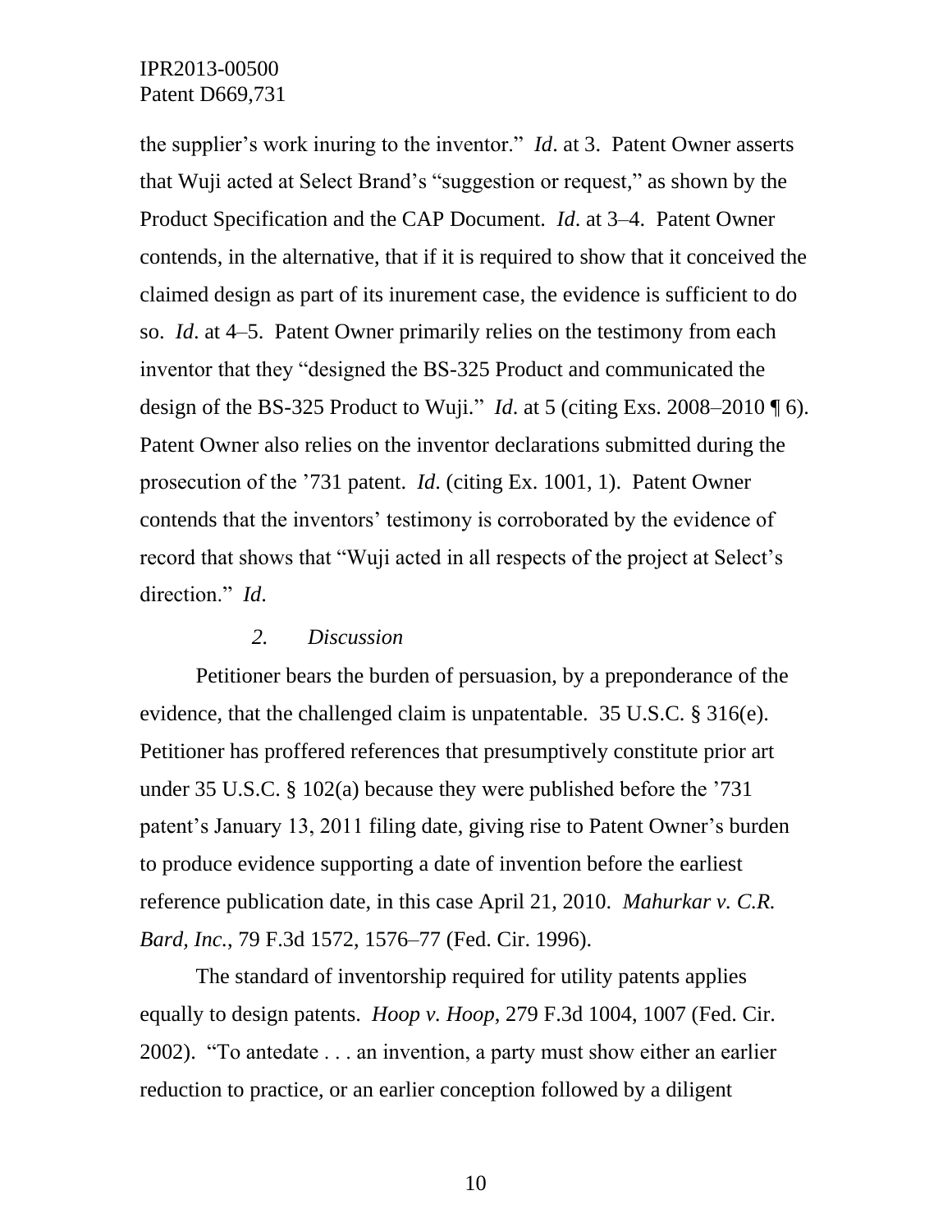the supplier's work inuring to the inventor." *Id*. at 3. Patent Owner asserts that Wuji acted at Select Brand's "suggestion or request," as shown by the Product Specification and the CAP Document. *Id*. at 3–4. Patent Owner contends, in the alternative, that if it is required to show that it conceived the claimed design as part of its inurement case, the evidence is sufficient to do so. *Id*. at 4–5. Patent Owner primarily relies on the testimony from each inventor that they "designed the BS-325 Product and communicated the design of the BS-325 Product to Wuji." *Id*. at 5 (citing Exs. 2008–2010 ¶ 6). Patent Owner also relies on the inventor declarations submitted during the prosecution of the '731 patent. *Id*. (citing Ex. 1001, 1). Patent Owner contends that the inventors' testimony is corroborated by the evidence of record that shows that "Wuji acted in all respects of the project at Select's direction." *Id*.

*2. Discussion*

Petitioner bears the burden of persuasion, by a preponderance of the evidence, that the challenged claim is unpatentable. 35 U.S.C. § 316(e). Petitioner has proffered references that presumptively constitute prior art under 35 U.S.C. § 102(a) because they were published before the '731 patent's January 13, 2011 filing date, giving rise to Patent Owner's burden to produce evidence supporting a date of invention before the earliest reference publication date, in this case April 21, 2010. *Mahurkar v. C.R. Bard, Inc.*, 79 F.3d 1572, 1576–77 (Fed. Cir. 1996).

The standard of inventorship required for utility patents applies equally to design patents. *Hoop v. Hoop*, 279 F.3d 1004, 1007 (Fed. Cir. 2002). "To antedate . . . an invention, a party must show either an earlier reduction to practice, or an earlier conception followed by a diligent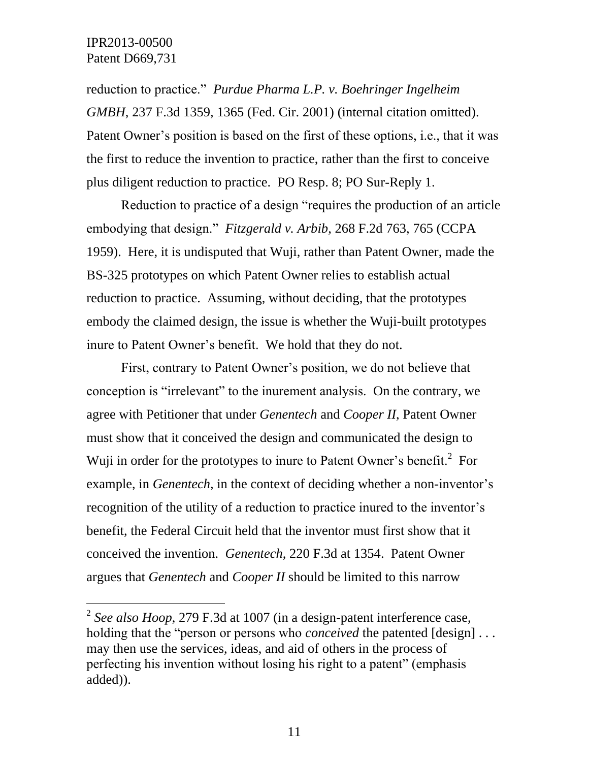reduction to practice." *Purdue Pharma L.P. v. Boehringer Ingelheim GMBH*, 237 F.3d 1359, 1365 (Fed. Cir. 2001) (internal citation omitted). Patent Owner's position is based on the first of these options, i.e., that it was the first to reduce the invention to practice, rather than the first to conceive plus diligent reduction to practice. PO Resp. 8; PO Sur-Reply 1.

Reduction to practice of a design "requires the production of an article embodying that design." *Fitzgerald v. Arbib*, 268 F.2d 763, 765 (CCPA 1959). Here, it is undisputed that Wuji, rather than Patent Owner, made the BS-325 prototypes on which Patent Owner relies to establish actual reduction to practice. Assuming, without deciding, that the prototypes embody the claimed design, the issue is whether the Wuji-built prototypes inure to Patent Owner's benefit. We hold that they do not.

First, contrary to Patent Owner's position, we do not believe that conception is "irrelevant" to the inurement analysis. On the contrary, we agree with Petitioner that under *Genentech* and *Cooper II*, Patent Owner must show that it conceived the design and communicated the design to Wuji in order for the prototypes to inure to Patent Owner's benefit.[2] For example, in *Genentech*, in the context of deciding whether a non-inventor's recognition of the utility of a reduction to practice inured to the inventor's benefit, the Federal Circuit held that the inventor must first show that it conceived the invention. *Genentech*, 220 F.3d at 1354. Patent Owner argues that *Genentech* and *Cooper II* should be limited to this narrow

---

[2] *See also Hoop*, 279 F.3d at 1007 (in a design-patent interference case, holding that the "person or persons who *conceived* the patented [design] . . . may then use the services, ideas, and aid of others in the process of perfecting his invention without losing his right to a patent" (emphasis added)).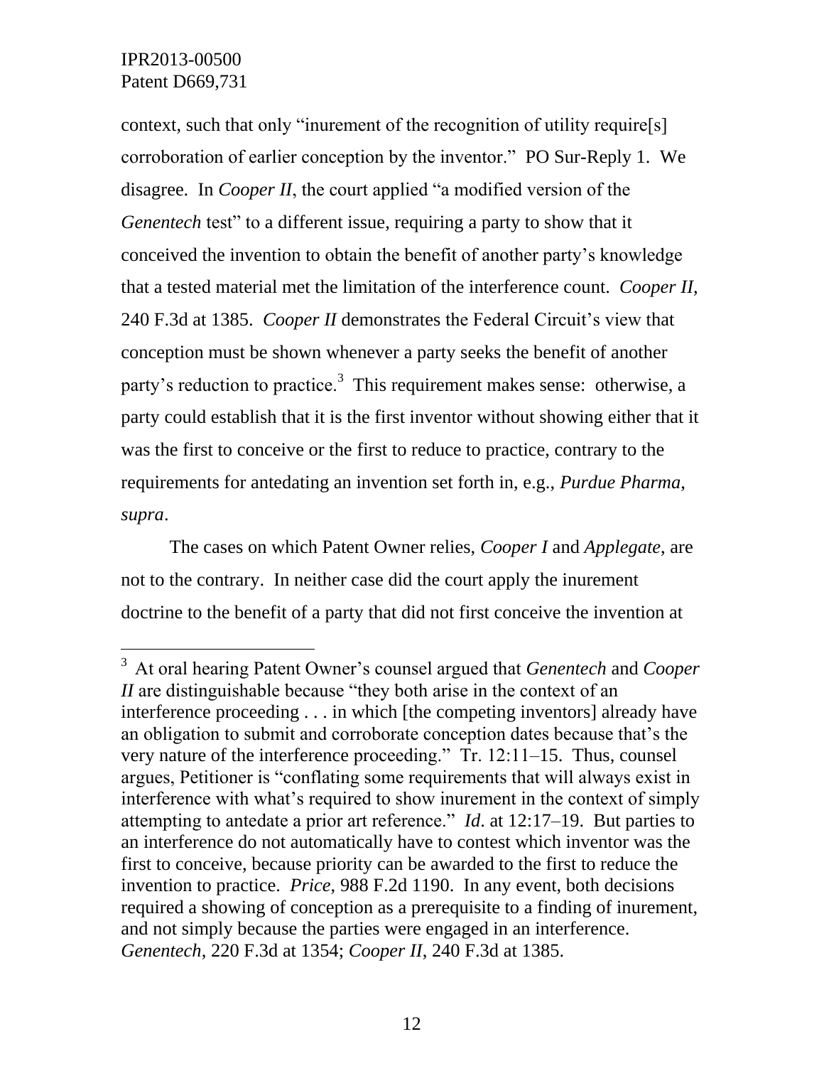context, such that only "inurement of the recognition of utility require[s] corroboration of earlier conception by the inventor." PO Sur-Reply 1. We disagree. In *Cooper II*, the court applied "a modified version of the *Genentech* test" to a different issue, requiring a party to show that it conceived the invention to obtain the benefit of another party's knowledge that a tested material met the limitation of the interference count. *Cooper II*, 240 F.3d at 1385. *Cooper II* demonstrates the Federal Circuit's view that conception must be shown whenever a party seeks the benefit of another party's reduction to practice.[3] This requirement makes sense: otherwise, a party could establish that it is the first inventor without showing either that it was the first to conceive or the first to reduce to practice, contrary to the requirements for antedating an invention set forth in, e.g., *Purdue Pharma*, *supra*.

The cases on which Patent Owner relies, *Cooper I* and *Applegate*, are not to the contrary. In neither case did the court apply the inurement doctrine to the benefit of a party that did not first conceive the invention at

---

[3] At oral hearing Patent Owner's counsel argued that *Genentech* and *Cooper II* are distinguishable because "they both arise in the context of an interference proceeding . . . in which [the competing inventors] already have an obligation to submit and corroborate conception dates because that's the very nature of the interference proceeding." Tr. 12:11–15. Thus, counsel argues, Petitioner is "conflating some requirements that will always exist in interference with what's required to show inurement in the context of simply attempting to antedate a prior art reference." *Id.* at 12:17–19. But parties to an interference do not automatically have to contest which inventor was the first to conceive, because priority can be awarded to the first to reduce the invention to practice. *Price*, 988 F.2d 1190. In any event, both decisions required a showing of conception as a prerequisite to a finding of inurement, and not simply because the parties were engaged in an interference. *Genentech*, 220 F.3d at 1354; *Cooper II*, 240 F.3d at 1385.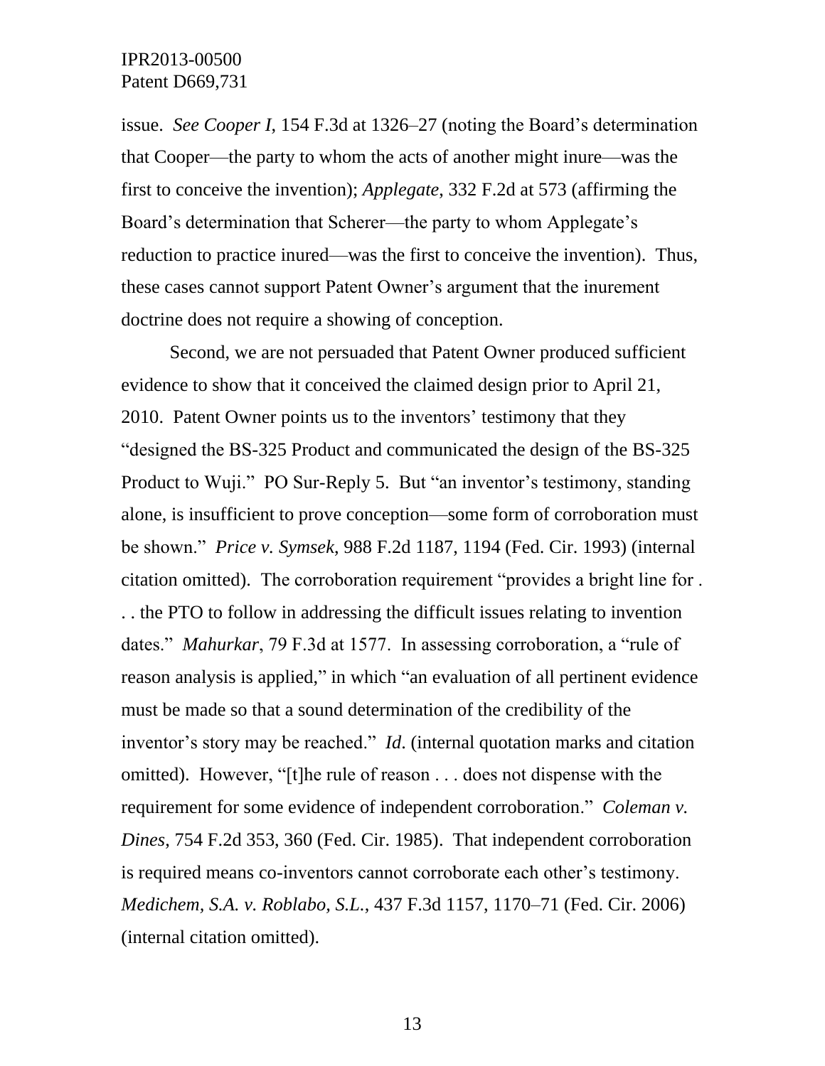issue. *See Cooper I*, 154 F.3d at 1326–27 (noting the Board's determination that Cooper—the party to whom the acts of another might inure—was the first to conceive the invention); *Applegate*, 332 F.2d at 573 (affirming the Board's determination that Scherer—the party to whom Applegate's reduction to practice inured—was the first to conceive the invention). Thus, these cases cannot support Patent Owner's argument that the inurement doctrine does not require a showing of conception.

Second, we are not persuaded that Patent Owner produced sufficient evidence to show that it conceived the claimed design prior to April 21, 2010. Patent Owner points us to the inventors' testimony that they "designed the BS-325 Product and communicated the design of the BS-325 Product to Wuji." PO Sur-Reply 5. But "an inventor's testimony, standing alone, is insufficient to prove conception—some form of corroboration must be shown." *Price v. Symsek*, 988 F.2d 1187, 1194 (Fed. Cir. 1993) (internal citation omitted). The corroboration requirement "provides a bright line for . . . the PTO to follow in addressing the difficult issues relating to invention dates." *Mahurkar*, 79 F.3d at 1577. In assessing corroboration, a "rule of reason analysis is applied," in which "an evaluation of all pertinent evidence must be made so that a sound determination of the credibility of the inventor's story may be reached." *Id*. (internal quotation marks and citation omitted). However, "[t]he rule of reason . . . does not dispense with the requirement for some evidence of independent corroboration." *Coleman v. Dines*, 754 F.2d 353, 360 (Fed. Cir. 1985). That independent corroboration is required means co-inventors cannot corroborate each other's testimony. *Medichem, S.A. v. Roblabo, S.L.*, 437 F.3d 1157, 1170–71 (Fed. Cir. 2006) (internal citation omitted).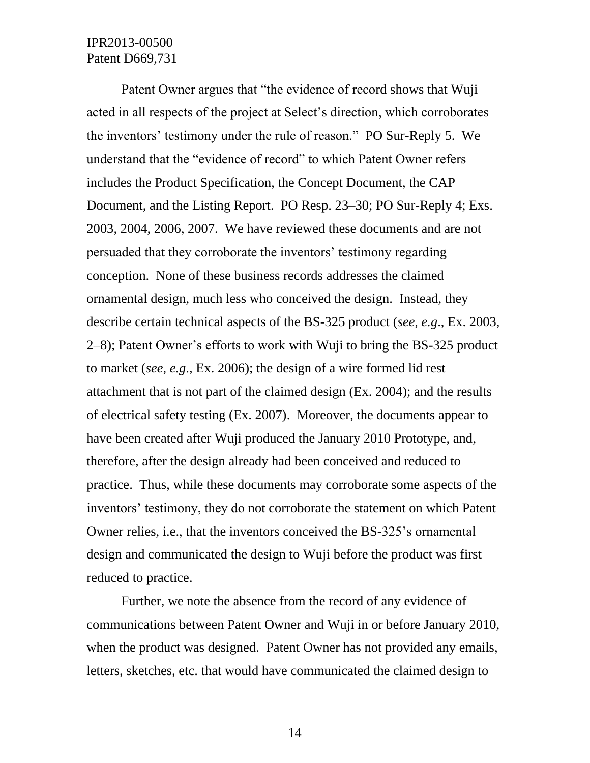Patent Owner argues that "the evidence of record shows that Wuji acted in all respects of the project at Select's direction, which corroborates the inventors' testimony under the rule of reason." PO Sur-Reply 5. We understand that the "evidence of record" to which Patent Owner refers includes the Product Specification, the Concept Document, the CAP Document, and the Listing Report. PO Resp. 23–30; PO Sur-Reply 4; Exs. 2003, 2004, 2006, 2007. We have reviewed these documents and are not persuaded that they corroborate the inventors' testimony regarding conception. None of these business records addresses the claimed ornamental design, much less who conceived the design. Instead, they describe certain technical aspects of the BS-325 product (*see, e.g.*, Ex. 2003, 2–8); Patent Owner's efforts to work with Wuji to bring the BS-325 product to market (*see, e.g.*, Ex. 2006); the design of a wire formed lid rest attachment that is not part of the claimed design (Ex. 2004); and the results of electrical safety testing (Ex. 2007). Moreover, the documents appear to have been created after Wuji produced the January 2010 Prototype, and, therefore, after the design already had been conceived and reduced to practice. Thus, while these documents may corroborate some aspects of the inventors' testimony, they do not corroborate the statement on which Patent Owner relies, i.e., that the inventors conceived the BS-325's ornamental design and communicated the design to Wuji before the product was first reduced to practice.

Further, we note the absence from the record of any evidence of communications between Patent Owner and Wuji in or before January 2010, when the product was designed. Patent Owner has not provided any emails, letters, sketches, etc. that would have communicated the claimed design to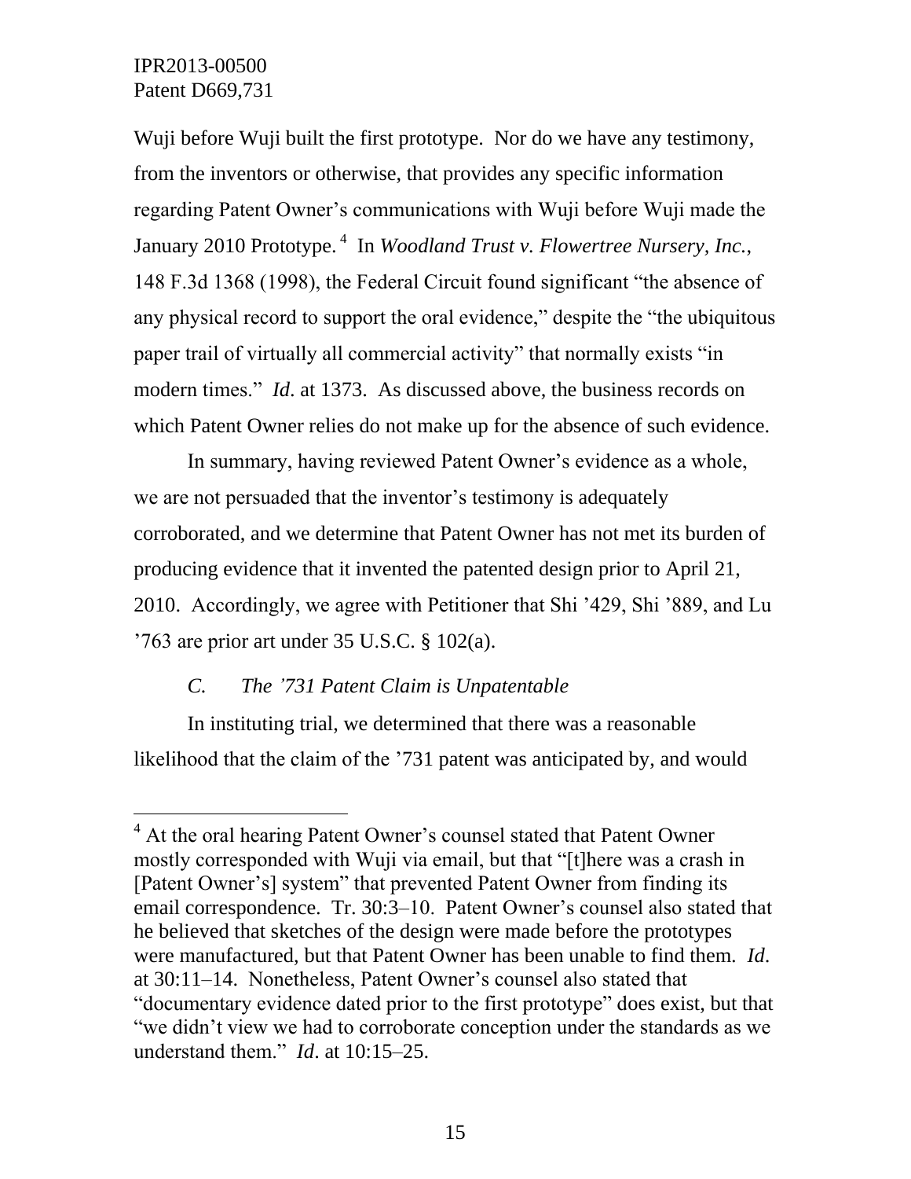Wuji before Wuji built the first prototype. Nor do we have any testimony, from the inventors or otherwise, that provides any specific information regarding Patent Owner's communications with Wuji before Wuji made the January 2010 Prototype.[4] In *Woodland Trust v. Flowertree Nursery, Inc.*, 148 F.3d 1368 (1998), the Federal Circuit found significant "the absence of any physical record to support the oral evidence," despite the "the ubiquitous paper trail of virtually all commercial activity" that normally exists "in modern times." *Id.* at 1373. As discussed above, the business records on which Patent Owner relies do not make up for the absence of such evidence.

In summary, having reviewed Patent Owner's evidence as a whole, we are not persuaded that the inventor's testimony is adequately corroborated, and we determine that Patent Owner has not met its burden of producing evidence that it invented the patented design prior to April 21, 2010. Accordingly, we agree with Petitioner that Shi '429, Shi '889, and Lu '763 are prior art under 35 U.S.C. § 102(a).

### *C. The '731 Patent Claim is Unpatentable*

In instituting trial, we determined that there was a reasonable likelihood that the claim of the '731 patent was anticipated by, and would

---

[4] At the oral hearing Patent Owner's counsel stated that Patent Owner mostly corresponded with Wuji via email, but that "[t]here was a crash in [Patent Owner's] system" that prevented Patent Owner from finding its email correspondence. Tr. 30:3–10. Patent Owner's counsel also stated that he believed that sketches of the design were made before the prototypes were manufactured, but that Patent Owner has been unable to find them. *Id.* at 30:11–14. Nonetheless, Patent Owner's counsel also stated that "documentary evidence dated prior to the first prototype" does exist, but that "we didn't view we had to corroborate conception under the standards as we understand them." *Id*. at 10:15–25.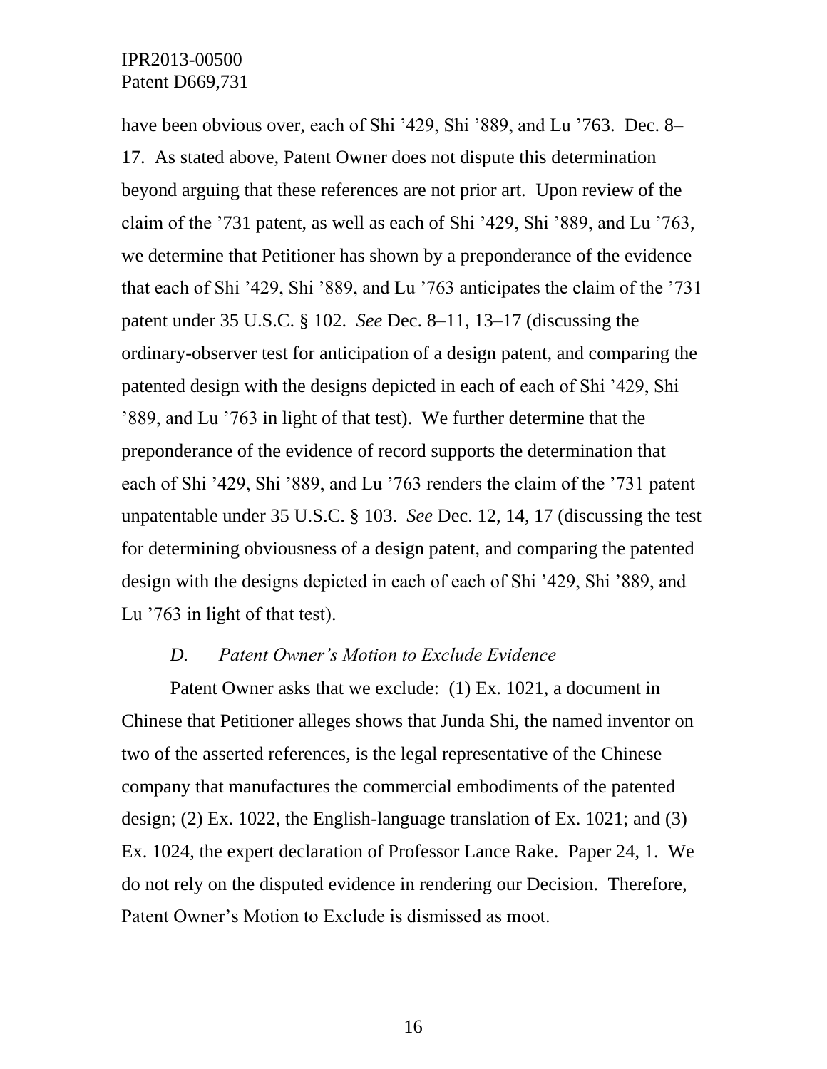have been obvious over, each of Shi ’429, Shi ’889, and Lu ’763. Dec. 8–17. As stated above, Patent Owner does not dispute this determination beyond arguing that these references are not prior art. Upon review of the claim of the ’731 patent, as well as each of Shi ’429, Shi ’889, and Lu ’763, we determine that Petitioner has shown by a preponderance of the evidence that each of Shi ’429, Shi ’889, and Lu ’763 anticipates the claim of the ’731 patent under 35 U.S.C. § 102. *See* Dec. 8–11, 13–17 (discussing the ordinary-observer test for anticipation of a design patent, and comparing the patented design with the designs depicted in each of each of Shi ’429, Shi ’889, and Lu ’763 in light of that test). We further determine that the preponderance of the evidence of record supports the determination that each of Shi ’429, Shi ’889, and Lu ’763 renders the claim of the ’731 patent unpatentable under 35 U.S.C. § 103. *See* Dec. 12, 14, 17 (discussing the test for determining obviousness of a design patent, and comparing the patented design with the designs depicted in each of each of Shi ’429, Shi ’889, and Lu ’763 in light of that test).

### *D. Patent Owner’s Motion to Exclude Evidence*

Patent Owner asks that we exclude: (1) Ex. 1021, a document in Chinese that Petitioner alleges shows that Junda Shi, the named inventor on two of the asserted references, is the legal representative of the Chinese company that manufactures the commercial embodiments of the patented design; (2) Ex. 1022, the English-language translation of Ex. 1021; and (3) Ex. 1024, the expert declaration of Professor Lance Rake. Paper 24, 1. We do not rely on the disputed evidence in rendering our Decision. Therefore, Patent Owner’s Motion to Exclude is dismissed as moot.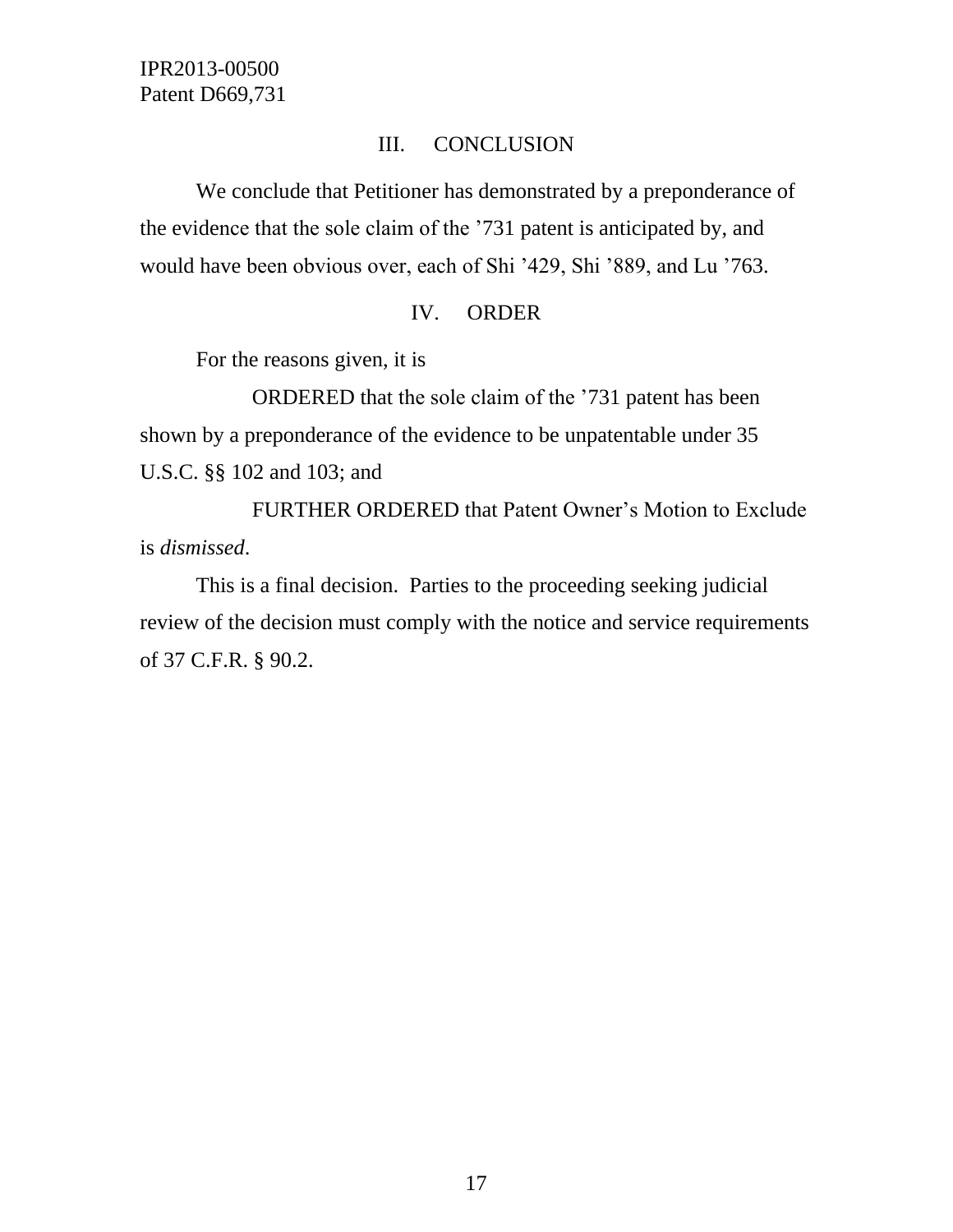## III. CONCLUSION

We conclude that Petitioner has demonstrated by a preponderance of the evidence that the sole claim of the '731 patent is anticipated by, and would have been obvious over, each of Shi '429, Shi '889, and Lu '763.

## IV. ORDER

For the reasons given, it is

ORDERED that the sole claim of the '731 patent has been shown by a preponderance of the evidence to be unpatentable under 35 U.S.C. §§ 102 and 103; and

FURTHER ORDERED that Patent Owner's Motion to Exclude is *dismissed*.

This is a final decision. Parties to the proceeding seeking judicial review of the decision must comply with the notice and service requirements of 37 C.F.R. § 90.2.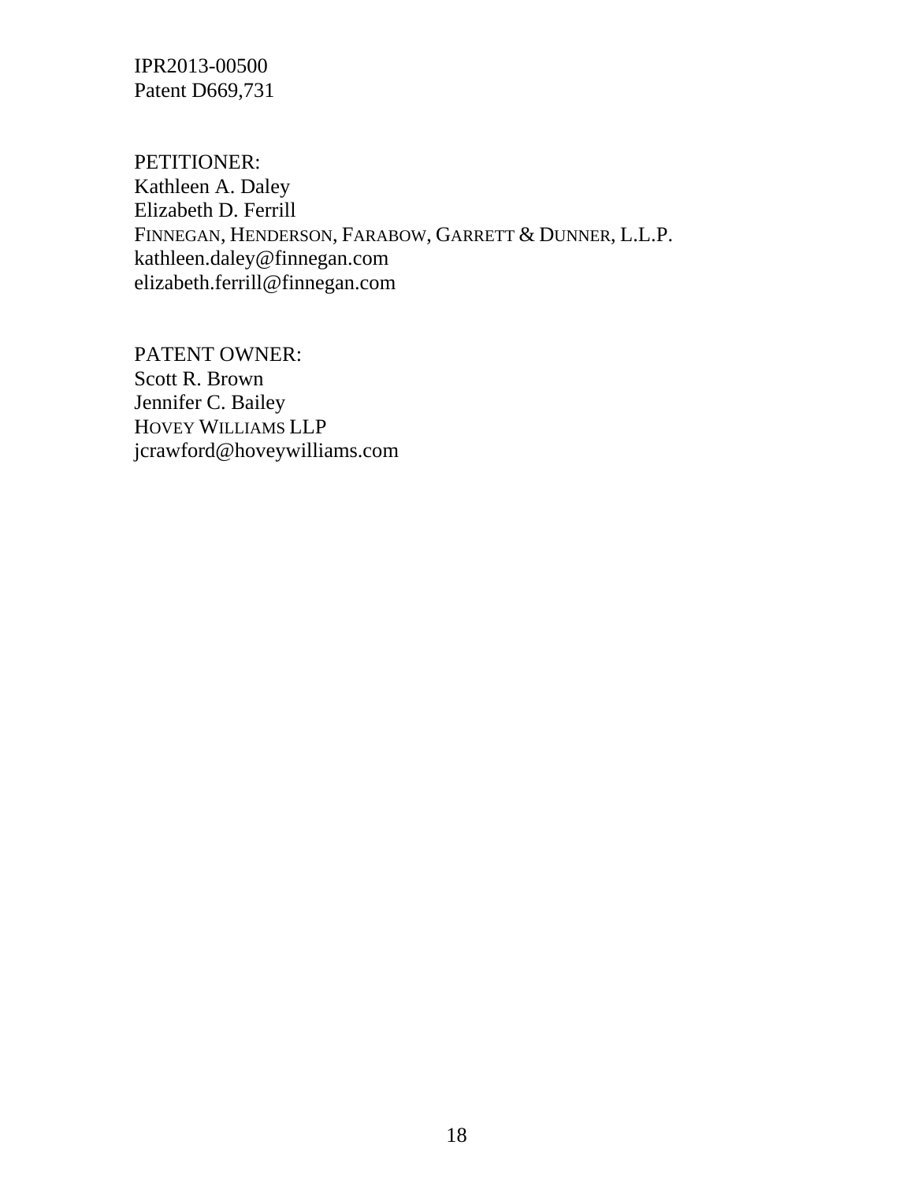PETITIONER:
Kathleen A. Daley
Elizabeth D. Ferrill
FINNEGAN, HENDERSON, FARABOW, GARRETT & DUNNER, L.L.P.
kathleen.daley@finnegan.com
elizabeth.ferrill@finnegan.com

PATENT OWNER:
Scott R. Brown
Jennifer C. Bailey
HOVEY WILLIAMS LLP
jcrawford@hoveywilliams.com